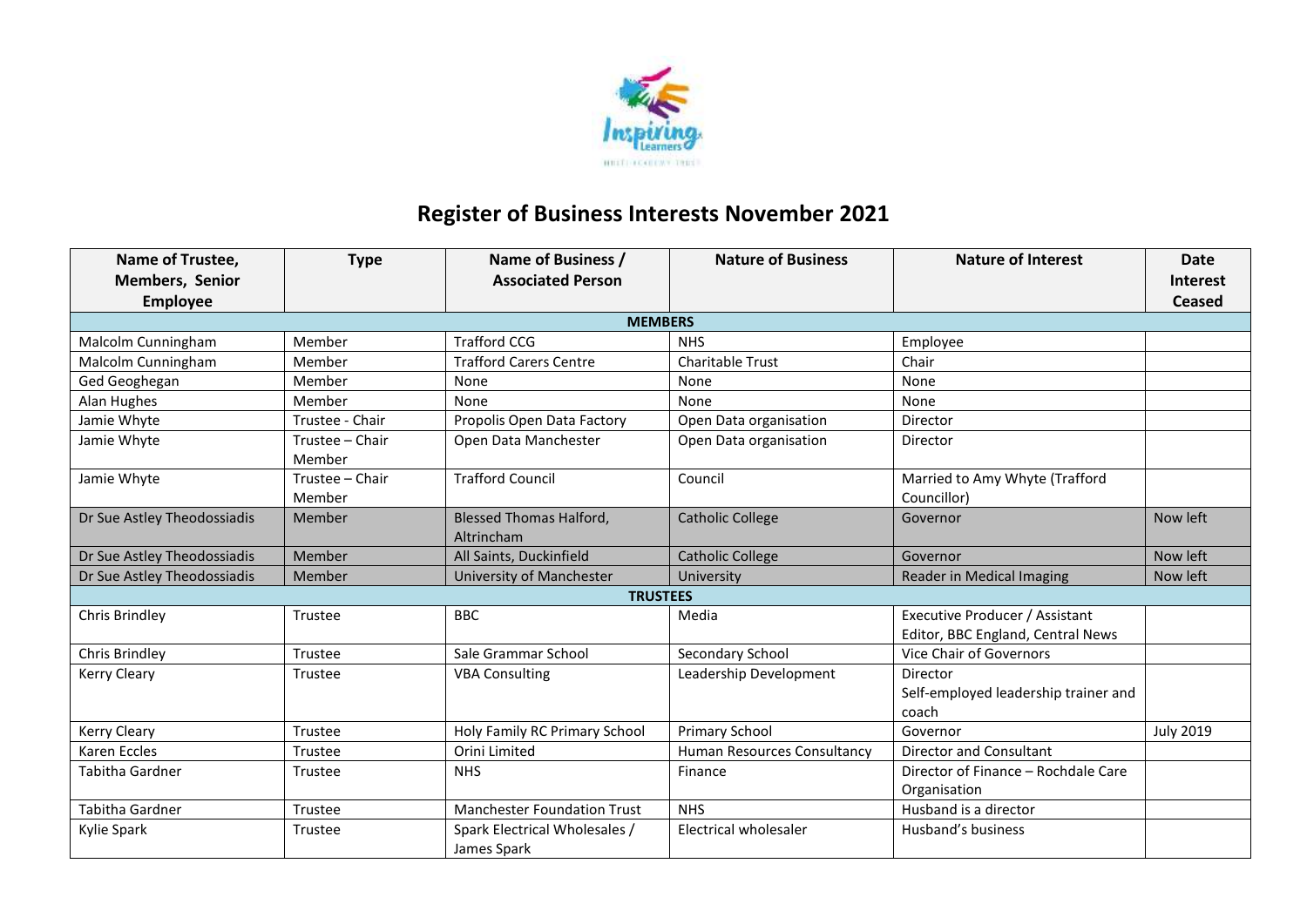# Register of Business Interests November 2021

| Name of Trustee, Members, Senior Employee | Type | Name of Business / Associated Person | Nature of Business | Nature of Interest | Date Interest Ceased |
|---|---|---|---|---|---|
| **MEMBERS** | | | | | |
| Malcolm Cunningham | Member | Trafford CCG | NHS | Employee | |
| Malcolm Cunningham | Member | Trafford Carers Centre | Charitable Trust | Chair | |
| Ged Geoghegan | Member | None | None | None | |
| Alan Hughes | Member | None | None | None | |
| Jamie Whyte | Trustee - Chair | Propolis Open Data Factory | Open Data organisation | Director | |
| Jamie Whyte | Trustee – Chair Member | Open Data Manchester | Open Data organisation | Director | |
| Jamie Whyte | Trustee – Chair Member | Trafford Council | Council | Married to Amy Whyte (Trafford Councillor) | |
| Dr Sue Astley Theodossiadis | Member | Blessed Thomas Halford, Altrincham | Catholic College | Governor | Now left |
| Dr Sue Astley Theodossiadis | Member | All Saints, Duckinfield | Catholic College | Governor | Now left |
| Dr Sue Astley Theodossiadis | Member | University of Manchester | University | Reader in Medical Imaging | Now left |
| **TRUSTEES** | | | | | |
| Chris Brindley | Trustee | BBC | Media | Executive Producer / Assistant Editor, BBC England, Central News | |
| Chris Brindley | Trustee | Sale Grammar School | Secondary School | Vice Chair of Governors | |
| Kerry Cleary | Trustee | VBA Consulting | Leadership Development | Director<br>Self-employed leadership trainer and coach | |
| Kerry Cleary | Trustee | Holy Family RC Primary School | Primary School | Governor | July 2019 |
| Karen Eccles | Trustee | Orini Limited | Human Resources Consultancy | Director and Consultant | |
| Tabitha Gardner | Trustee | NHS | Finance | Director of Finance – Rochdale Care Organisation | |
| Tabitha Gardner | Trustee | Manchester Foundation Trust | NHS | Husband is a director | |
| Kylie Spark | Trustee | Spark Electrical Wholesales / James Spark | Electrical wholesaler | Husband's business | |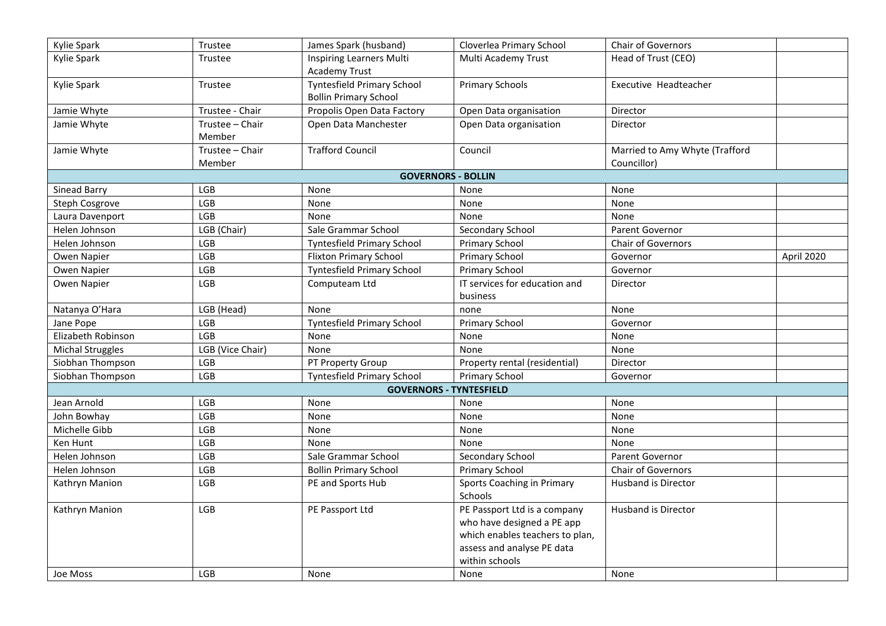| | | | | | |
|---|---|---|---|---|---|
| Kylie Spark | Trustee | James Spark (husband) | Cloverlea Primary School | Chair of Governors | |
| Kylie Spark | Trustee | Inspiring Learners Multi Academy Trust | Multi Academy Trust | Head of Trust (CEO) | |
| Kylie Spark | Trustee | Tyntesfield Primary School Bollin Primary School | Primary Schools | Executive Headteacher | |
| Jamie Whyte | Trustee - Chair | Propolis Open Data Factory | Open Data organisation | Director | |
| Jamie Whyte | Trustee – Chair Member | Open Data Manchester | Open Data organisation | Director | |
| Jamie Whyte | Trustee – Chair Member | Trafford Council | Council | Married to Amy Whyte (Trafford Councillor) | |
| **GOVERNORS - BOLLIN** | | | | | |
| Sinead Barry | LGB | None | None | None | |
| Steph Cosgrove | LGB | None | None | None | |
| Laura Davenport | LGB | None | None | None | |
| Helen Johnson | LGB (Chair) | Sale Grammar School | Secondary School | Parent Governor | |
| Helen Johnson | LGB | Tyntesfield Primary School | Primary School | Chair of Governors | |
| Owen Napier | LGB | Flixton Primary School | Primary School | Governor | April 2020 |
| Owen Napier | LGB | Tyntesfield Primary School | Primary School | Governor | |
| Owen Napier | LGB | Computeam Ltd | IT services for education and business | Director | |
| Natanya O'Hara | LGB (Head) | None | none | None | |
| Jane Pope | LGB | Tyntesfield Primary School | Primary School | Governor | |
| Elizabeth Robinson | LGB | None | None | None | |
| Michal Struggles | LGB (Vice Chair) | None | None | None | |
| Siobhan Thompson | LGB | PT Property Group | Property rental (residential) | Director | |
| Siobhan Thompson | LGB | Tyntesfield Primary School | Primary School | Governor | |
| **GOVERNORS - TYNTESFIELD** | | | | | |
| Jean Arnold | LGB | None | None | None | |
| John Bowhay | LGB | None | None | None | |
| Michelle Gibb | LGB | None | None | None | |
| Ken Hunt | LGB | None | None | None | |
| Helen Johnson | LGB | Sale Grammar School | Secondary School | Parent Governor | |
| Helen Johnson | LGB | Bollin Primary School | Primary School | Chair of Governors | |
| Kathryn Manion | LGB | PE and Sports Hub | Sports Coaching in Primary Schools | Husband is Director | |
| Kathryn Manion | LGB | PE Passport Ltd | PE Passport Ltd is a company who have designed a PE app which enables teachers to plan, assess and analyse PE data within schools | Husband is Director | |
| Joe Moss | LGB | None | None | None | |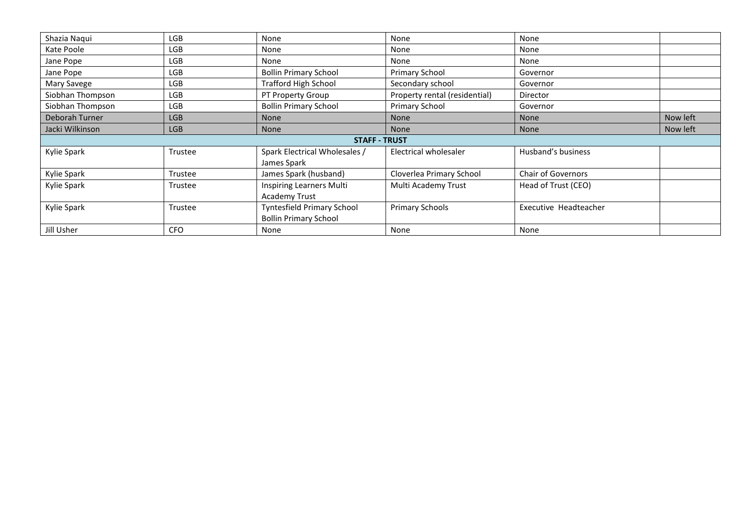| | | | | | |
|---|---|---|---|---|---|
| Shazia Naqui | LGB | None | None | None | |
| Kate Poole | LGB | None | None | None | |
| Jane Pope | LGB | None | None | None | |
| Jane Pope | LGB | Bollin Primary School | Primary School | Governor | |
| Mary Savege | LGB | Trafford High School | Secondary school | Governor | |
| Siobhan Thompson | LGB | PT Property Group | Property rental (residential) | Director | |
| Siobhan Thompson | LGB | Bollin Primary School | Primary School | Governor | |
| Deborah Turner | LGB | None | None | None | Now left |
| Jacki Wilkinson | LGB | None | None | None | Now left |
| **STAFF - TRUST** | | | | | |
| Kylie Spark | Trustee | Spark Electrical Wholesales / James Spark | Electrical wholesaler | Husband's business | |
| Kylie Spark | Trustee | James Spark (husband) | Cloverlea Primary School | Chair of Governors | |
| Kylie Spark | Trustee | Inspiring Learners Multi Academy Trust | Multi Academy Trust | Head of Trust (CEO) | |
| Kylie Spark | Trustee | Tyntesfield Primary School Bollin Primary School | Primary Schools | Executive Headteacher | |
| Jill Usher | CFO | None | None | None | |